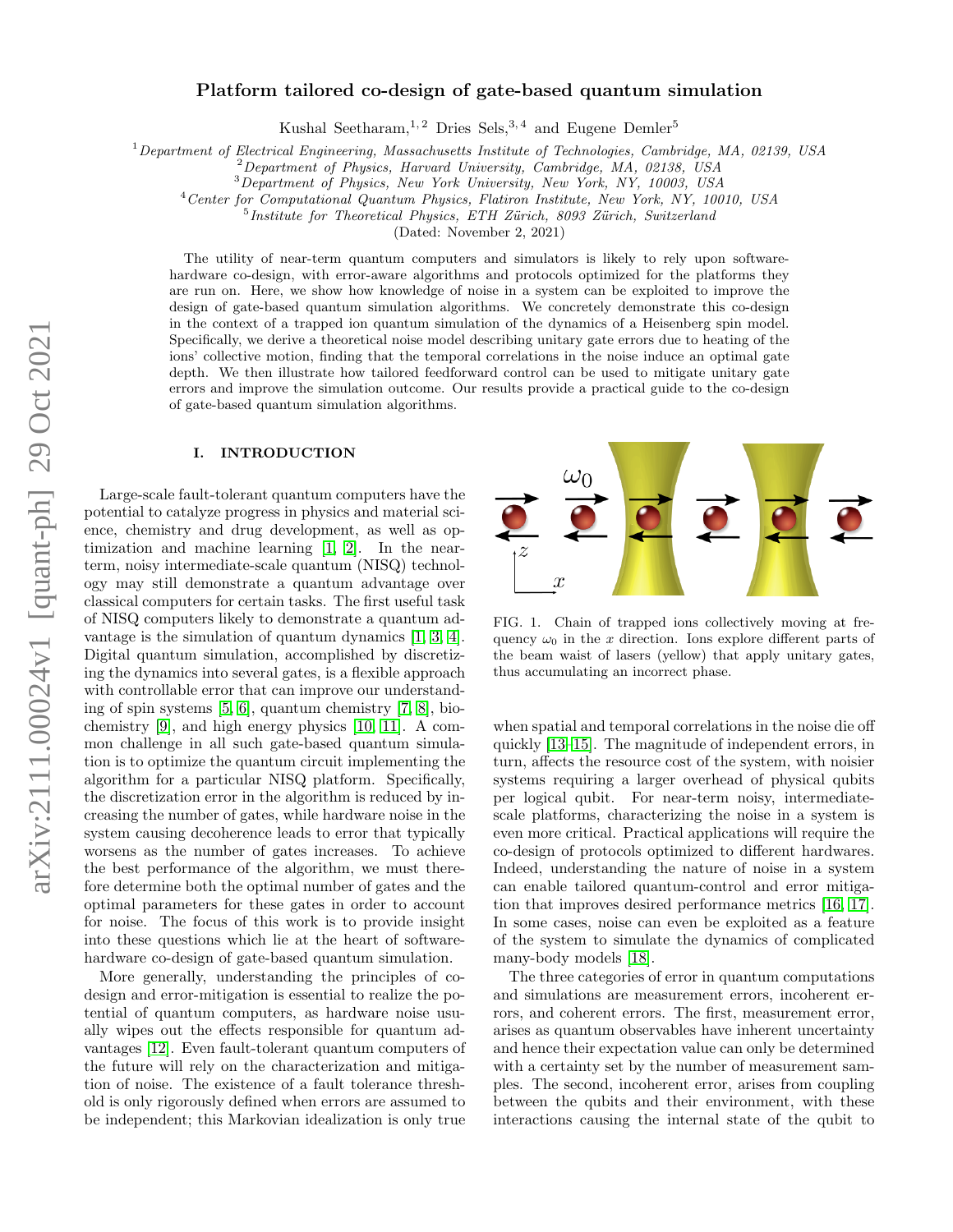# Platform tailored co-design of gate-based quantum simulation

Kushal Seetharam,[1,2] Dries Sels,[3,4] and Eugene Demler[5]

[1] *Department of Electrical Engineering, Massachusetts Institute of Technologies, Cambridge, MA, 02139, USA*
[2] *Department of Physics, Harvard University, Cambridge, MA, 02138, USA*
[3] *Department of Physics, New York University, New York, NY, 10003, USA*
[4] *Center for Computational Quantum Physics, Flatiron Institute, New York, NY, 10010, USA*
[5] *Institute for Theoretical Physics, ETH Zürich, 8093 Zürich, Switzerland*

(Dated: November 2, 2021)

The utility of near-term quantum computers and simulators is likely to rely upon software-hardware co-design, with error-aware algorithms and protocols optimized for the platforms they are run on. Here, we show how knowledge of noise in a system can be exploited to improve the design of gate-based quantum simulation algorithms. We concretely demonstrate this co-design in the context of a trapped ion quantum simulation of the dynamics of a Heisenberg spin model. Specifically, we derive a theoretical noise model describing unitary gate errors due to heating of the ions' collective motion, finding that the temporal correlations in the noise induce an optimal gate depth. We then illustrate how tailored feedforward control can be used to mitigate unitary gate errors and improve the simulation outcome. Our results provide a practical guide to the co-design of gate-based quantum simulation algorithms.

## I. INTRODUCTION

Large-scale fault-tolerant quantum computers have the potential to catalyze progress in physics and material science, chemistry and drug development, as well as optimization and machine learning [1, 2]. In the near-term, noisy intermediate-scale quantum (NISQ) technology may still demonstrate a quantum advantage over classical computers for certain tasks. The first useful task of NISQ computers likely to demonstrate a quantum advantage is the simulation of quantum dynamics [1, 3, 4]. Digital quantum simulation, accomplished by discretizing the dynamics into several gates, is a flexible approach with controllable error that can improve our understanding of spin systems [5, 6], quantum chemistry [7, 8], biochemistry [9], and high energy physics [10, 11]. A common challenge in all such gate-based quantum simulation is to optimize the quantum circuit implementing the algorithm for a particular NISQ platform. Specifically, the discretization error in the algorithm is reduced by increasing the number of gates, while hardware noise in the system causing decoherence leads to error that typically worsens as the number of gates increases. To achieve the best performance of the algorithm, we must therefore determine both the optimal number of gates and the optimal parameters for these gates in order to account for noise. The focus of this work is to provide insight into these questions which lie at the heart of software-hardware co-design of gate-based quantum simulation.

More generally, understanding the principles of co-design and error-mitigation is essential to realize the potential of quantum computers, as hardware noise usually wipes out the effects responsible for quantum advantages [12]. Even fault-tolerant quantum computers of the future will rely on the characterization and mitigation of noise. The existence of a fault tolerance threshold is only rigorously defined when errors are assumed to be independent; this Markovian idealization is only true when spatial and temporal correlations in the noise die off quickly [13–15]. The magnitude of independent errors, in turn, affects the resource cost of the system, with noisier systems requiring a larger overhead of physical qubits per logical qubit. For near-term noisy, intermediate-scale platforms, characterizing the noise in a system is even more critical. Practical applications will require the co-design of protocols optimized to different hardwares. Indeed, understanding the nature of noise in a system can enable tailored quantum-control and error mitigation that improves desired performance metrics [16, 17]. In some cases, noise can even be exploited as a feature of the system to simulate the dynamics of complicated many-body models [18].

FIG. 1. Chain of trapped ions collectively moving at frequency $\omega_0$ in the $x$ direction. Ions explore different parts of the beam waist of lasers (yellow) that apply unitary gates, thus accumulating an incorrect phase.

The three categories of error in quantum computations and simulations are measurement errors, incoherent errors, and coherent errors. The first, measurement error, arises as quantum observables have inherent uncertainty and hence their expectation value can only be determined with a certainty set by the number of measurement samples. The second, incoherent error, arises from coupling between the qubits and their environment, with these interactions causing the internal state of the qubit to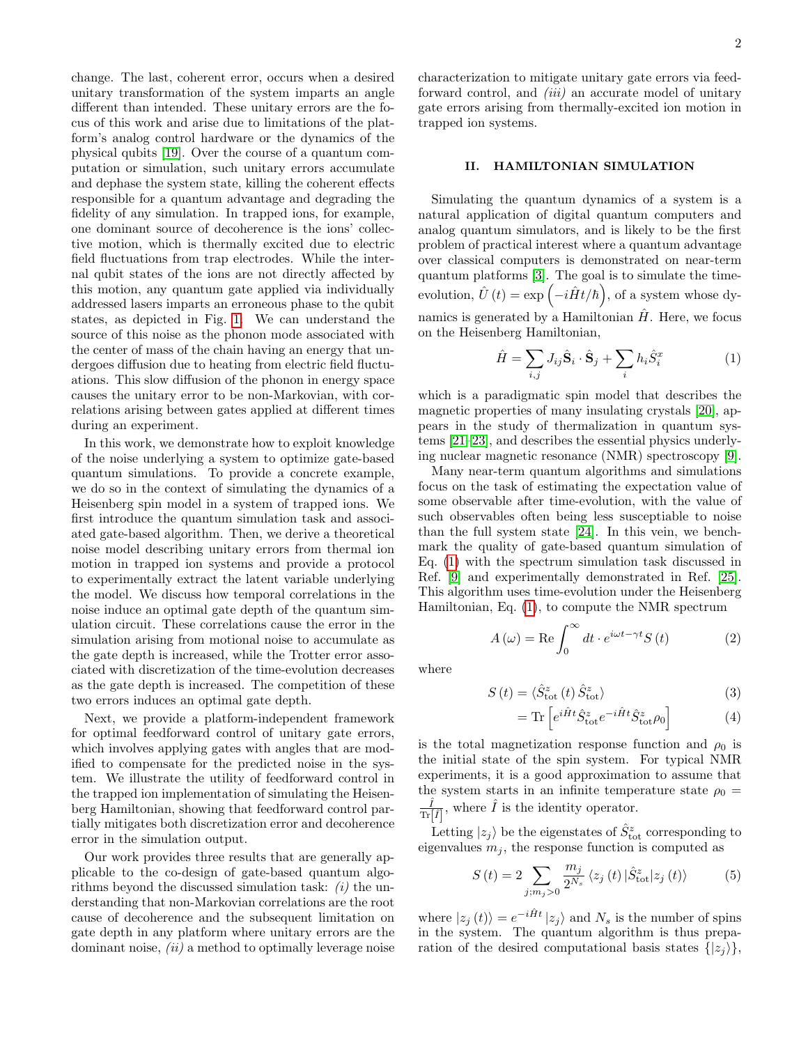change. The last, coherent error, occurs when a desired unitary transformation of the system imparts an angle different than intended. These unitary errors are the focus of this work and arise due to limitations of the platform's analog control hardware or the dynamics of the physical qubits [19]. Over the course of a quantum computation or simulation, such unitary errors accumulate and dephase the system state, killing the coherent effects responsible for a quantum advantage and degrading the fidelity of any simulation. In trapped ions, for example, one dominant source of decoherence is the ions' collective motion, which is thermally excited due to electric field fluctuations from trap electrodes. While the internal qubit states of the ions are not directly affected by this motion, any quantum gate applied via individually addressed lasers imparts an erroneous phase to the qubit states, as depicted in Fig. 1. We can understand the source of this noise as the phonon mode associated with the center of mass of the chain having an energy that undergoes diffusion due to heating from electric field fluctuations. This slow diffusion of the phonon in energy space causes the unitary error to be non-Markovian, with correlations arising between gates applied at different times during an experiment.

In this work, we demonstrate how to exploit knowledge of the noise underlying a system to optimize gate-based quantum simulations. To provide a concrete example, we do so in the context of simulating the dynamics of a Heisenberg spin model in a system of trapped ions. We first introduce the quantum simulation task and associated gate-based algorithm. Then, we derive a theoretical noise model describing unitary errors from thermal ion motion in trapped ion systems and provide a protocol to experimentally extract the latent variable underlying the model. We discuss how temporal correlations in the noise induce an optimal gate depth of the quantum simulation circuit. These correlations cause the error in the simulation arising from motional noise to accumulate as the gate depth is increased, while the Trotter error associated with discretization of the time-evolution decreases as the gate depth is increased. The competition of these two errors induces an optimal gate depth.

Next, we provide a platform-independent framework for optimal feedforward control of unitary gate errors, which involves applying gates with angles that are modified to compensate for the predicted noise in the system. We illustrate the utility of feedforward control in the trapped ion implementation of simulating the Heisenberg Hamiltonian, showing that feedforward control partially mitigates both discretization error and decoherence error in the simulation output.

Our work provides three results that are generally applicable to the co-design of gate-based quantum algorithms beyond the discussed simulation task: *(i)* the understanding that non-Markovian correlations are the root cause of decoherence and the subsequent limitation on gate depth in any platform where unitary errors are the dominant noise, *(ii)* a method to optimally leverage noise characterization to mitigate unitary gate errors via feedforward control, and *(iii)* an accurate model of unitary gate errors arising from thermally-excited ion motion in trapped ion systems.

## II. HAMILTONIAN SIMULATION

Simulating the quantum dynamics of a system is a natural application of digital quantum computers and analog quantum simulators, and is likely to be the first problem of practical interest where a quantum advantage over classical computers is demonstrated on near-term quantum platforms [3]. The goal is to simulate the time-evolution, $\hat{U}(t) = \exp\left(-i\hat{H}t/\hbar\right)$, of a system whose dynamics is generated by a Hamiltonian $\hat{H}$. Here, we focus on the Heisenberg Hamiltonian,

$$\hat{H} = \sum_{i,j} J_{ij} \hat{\mathbf{S}}_i \cdot \hat{\mathbf{S}}_j + \sum_i h_i \hat{S}_i^x \tag{1}$$

which is a paradigmatic spin model that describes the magnetic properties of many insulating crystals [20], appears in the study of thermalization in quantum systems [21–23], and describes the essential physics underlying nuclear magnetic resonance (NMR) spectroscopy [9].

Many near-term quantum algorithms and simulations focus on the task of estimating the expectation value of some observable after time-evolution, with the value of such observables often being less susceptiable to noise than the full system state [24]. In this vein, we benchmark the quality of gate-based quantum simulation of Eq. (1) with the spectrum simulation task discussed in Ref. [9] and experimentally demonstrated in Ref. [25]. This algorithm uses time-evolution under the Heisenberg Hamiltonian, Eq. (1), to compute the NMR spectrum

$$A(\omega) = \mathrm{Re} \int_0^\infty dt \cdot e^{i\omega t - \gamma t} S(t) \tag{2}$$

where

$$S(t) = \langle \hat{S}_{\mathrm{tot}}^z(t)\, \hat{S}_{\mathrm{tot}}^z \rangle \tag{3}$$

$$= \mathrm{Tr}\left[e^{i\hat{H}t} \hat{S}_{\mathrm{tot}}^z e^{-i\hat{H}t} \hat{S}_{\mathrm{tot}}^z \rho_0\right] \tag{4}$$

is the total magnetization response function and $\rho_0$ is the initial state of the spin system. For typical NMR experiments, it is a good approximation to assume that the system starts in an infinite temperature state $\rho_0 = \frac{\hat{I}}{\mathrm{Tr}[\hat{I}]}$, where $\hat{I}$ is the identity operator.

Letting $|z_j\rangle$ be the eigenstates of $\hat{S}_{\mathrm{tot}}^z$ corresponding to eigenvalues $m_j$, the response function is computed as

$$S(t) = 2 \sum_{j;m_j>0} \frac{m_j}{2^{N_s}} \langle z_j(t) | \hat{S}_{\mathrm{tot}}^z | z_j(t) \rangle \tag{5}$$

where $|z_j(t)\rangle = e^{-i\hat{H}t}|z_j\rangle$ and $N_s$ is the number of spins in the system. The quantum algorithm is thus preparation of the desired computational basis states $\{|z_j\rangle\}$,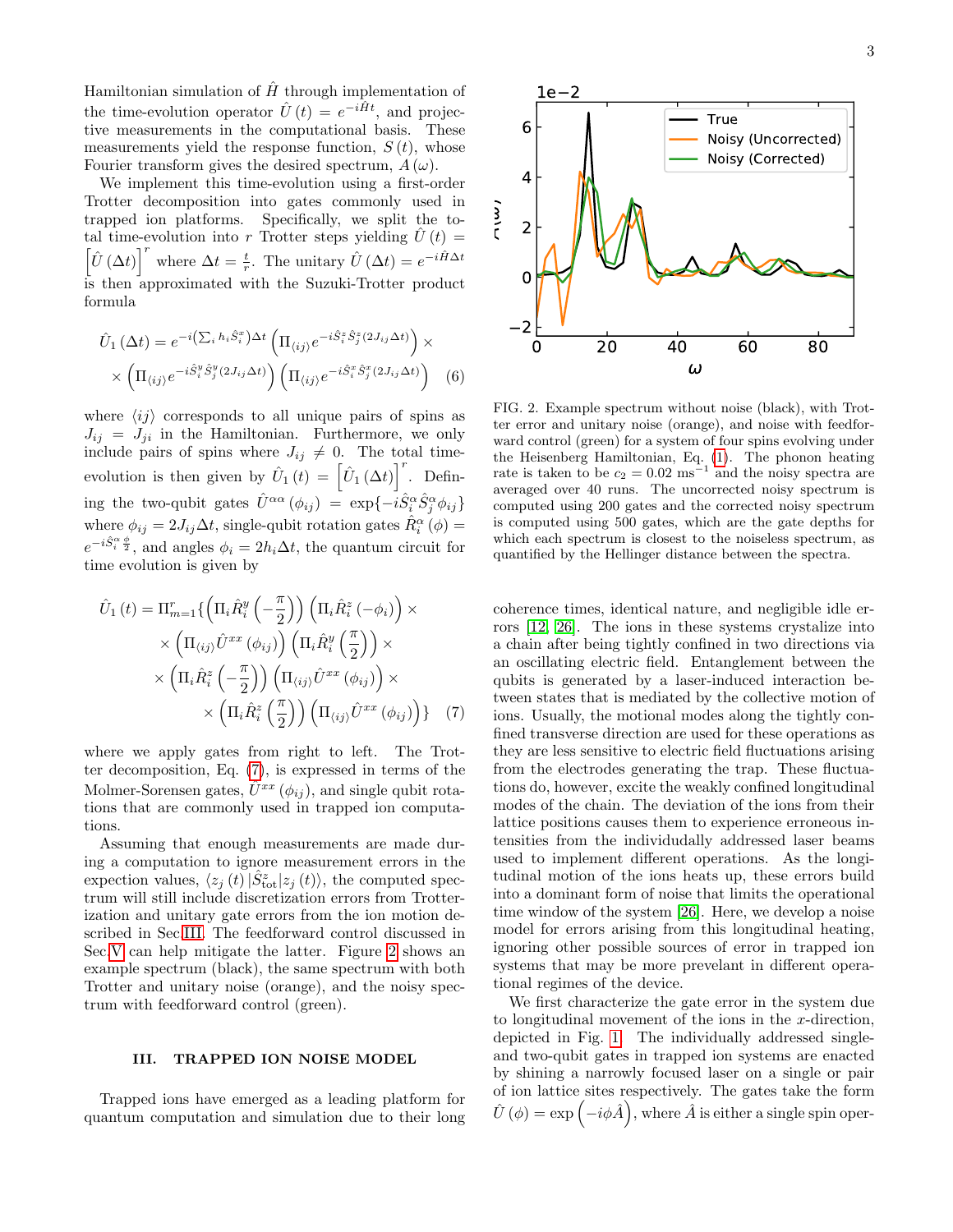Hamiltonian simulation of $\hat{H}$ through implementation of the time-evolution operator $\hat{U}(t) = e^{-i\hat{H}t}$, and projective measurements in the computational basis. These measurements yield the response function, $S(t)$, whose Fourier transform gives the desired spectrum, $A(\omega)$.

We implement this time-evolution using a first-order Trotter decomposition into gates commonly used in trapped ion platforms. Specifically, we split the total time-evolution into $r$ Trotter steps yielding $\hat{U}(t) = \left[\hat{U}(\Delta t)\right]^r$ where $\Delta t = \frac{t}{r}$. The unitary $\hat{U}(\Delta t) = e^{-i\hat{H}\Delta t}$ is then approximated with the Suzuki-Trotter product formula

$$\hat{U}_1(\Delta t) = e^{-i\left(\sum_i h_i \hat{S}_i^x\right)\Delta t}\left(\Pi_{\langle ij\rangle} e^{-i\hat{S}_i^z\hat{S}_j^z(2J_{ij}\Delta t)}\right) \times \times \left(\Pi_{\langle ij\rangle} e^{-i\hat{S}_i^y\hat{S}_j^y(2J_{ij}\Delta t)}\right)\left(\Pi_{\langle ij\rangle} e^{-i\hat{S}_i^x\hat{S}_j^x(2J_{ij}\Delta t)}\right) \quad (6)$$

where $\langle ij\rangle$ corresponds to all unique pairs of spins as $J_{ij} = J_{ji}$ in the Hamiltonian. Furthermore, we only include pairs of spins where $J_{ij} \neq 0$. The total time-evolution is then given by $\hat{U}_1(t) = \left[\hat{U}_1(\Delta t)\right]^r$. Defining the two-qubit gates $\hat{U}^{\alpha\alpha}(\phi_{ij}) = \exp\{-i\hat{S}_i^\alpha\hat{S}_j^\alpha\phi_{ij}\}$ where $\phi_{ij} = 2J_{ij}\Delta t$, single-qubit rotation gates $\hat{R}_i^\alpha(\phi) = e^{-i\hat{S}_i^\alpha\frac{\phi}{2}}$, and angles $\phi_i = 2h_i\Delta t$, the quantum circuit for time evolution is given by

$$\hat{U}_1(t) = \Pi_{m=1}^r\left\{\left(\Pi_i\hat{R}_i^y\left(-\frac{\pi}{2}\right)\right)\left(\Pi_i\hat{R}_i^z(-\phi_i)\right) \times \times \left(\Pi_{\langle ij\rangle}\hat{U}^{xx}(\phi_{ij})\right)\left(\Pi_i\hat{R}_i^y\left(\frac{\pi}{2}\right)\right) \times \times \left(\Pi_i\hat{R}_i^z\left(-\frac{\pi}{2}\right)\right)\left(\Pi_{\langle ij\rangle}\hat{U}^{xx}(\phi_{ij})\right) \times \times \left(\Pi_i\hat{R}_i^z\left(\frac{\pi}{2}\right)\right)\left(\Pi_{\langle ij\rangle}\hat{U}^{xx}(\phi_{ij})\right)\right\} \quad (7)$$

where we apply gates from right to left. The Trotter decomposition, Eq. (7), is expressed in terms of the Molmer-Sorensen gates, $U^{xx}(\phi_{ij})$, and single qubit rotations that are commonly used in trapped ion computations.

Assuming that enough measurements are made during a computation to ignore measurement errors in the expectation values, $\langle z_j(t)|\hat{S}^z_{\text{tot}}|z_j(t)\rangle$, the computed spectrum will still include discretization errors from Trotterization and unitary gate errors from the ion motion described in Sec III. The feedforward control discussed in Sec V can help mitigate the latter. Figure 2 shows an example spectrum (black), the same spectrum with both Trotter and unitary noise (orange), and the noisy spectrum with feedforward control (green).

FIG. 2. Example spectrum without noise (black), with Trotter error and unitary noise (orange), and noise with feedforward control (green) for a system of four spins evolving under the Heisenberg Hamiltonian, Eq. (1). The phonon heating rate is taken to be $c_2 = 0.02\ \text{ms}^{-1}$ and the noisy spectra are averaged over 40 runs. The uncorrected noisy spectrum is computed using 200 gates and the corrected noisy spectrum is computed using 500 gates, which are the gate depths for which each spectrum is closest to the noiseless spectrum, as quantified by the Hellinger distance between the spectra.

## III. TRAPPED ION NOISE MODEL

Trapped ions have emerged as a leading platform for quantum computation and simulation due to their long coherence times, identical nature, and negligible idle errors [12, 26]. The ions in these systems crystalize into a chain after being tightly confined in two directions via an oscillating electric field. Entanglement between the qubits is generated by a laser-induced interaction between states that is mediated by the collective motion of ions. Usually, the motional modes along the tightly confined transverse direction are used for these operations as they are less sensitive to electric field fluctuations arising from the electrodes generating the trap. These fluctuations do, however, excite the weakly confined longitudinal modes of the chain. The deviation of the ions from their lattice positions causes them to experience erroneous intensities from the individually addressed laser beams used to implement different operations. As the longitudinal motion of the ions heats up, these errors build into a dominant form of noise that limits the operational time window of the system [26]. Here, we develop a noise model for errors arising from this longitudinal heating, ignoring other possible sources of error in trapped ion systems that may be more prevelant in different operational regimes of the device.

We first characterize the gate error in the system due to longitudinal movement of the ions in the $x$-direction, depicted in Fig. 1. The individually addressed single- and two-qubit gates in trapped ion systems are enacted by shining a narrowly focused laser on a single or pair of ion lattice sites respectively. The gates take the form $\hat{U}(\phi) = \exp\left(-i\phi\hat{A}\right)$, where $\hat{A}$ is either a single spin oper-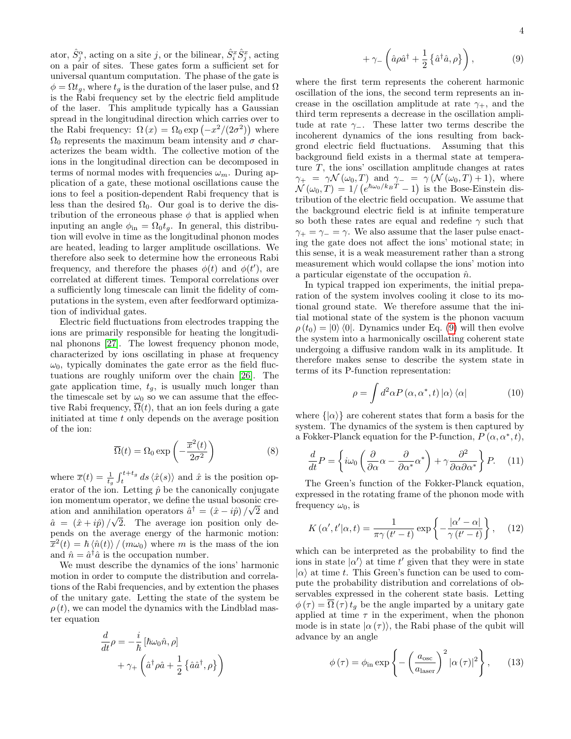ator, $\hat{S}^\alpha_j$, acting on a site $j$, or the bilinear, $\hat{S}^x_i \hat{S}^x_j$, acting on a pair of sites. These gates form a sufficient set for universal quantum computation. The phase of the gate is $\phi = \Omega t_g$, where $t_g$ is the duration of the laser pulse, and $\Omega$ is the Rabi frequency set by the electric field amplitude of the laser. This amplitude typically has a Gaussian spread in the longitudinal direction which carries over to the Rabi frequency: $\Omega(x) = \Omega_0 \exp\left(-x^2/(2\sigma^2)\right)$ where $\Omega_0$ represents the maximum beam intensity and $\sigma$ characterizes the beam width. The collective motion of the ions in the longitudinal direction can be decomposed in terms of normal modes with frequencies $\omega_m$. During application of a gate, these motional oscillations cause the ions to feel a position-dependent Rabi frequency that is less than the desired $\Omega_0$. Our goal is to derive the distribution of the erroneous phase $\phi$ that is applied when inputing an angle $\phi_{\rm in} = \Omega_0 t_g$. In general, this distribution will evolve in time as the longitudinal phonon modes are heated, leading to larger amplitude oscillations. We therefore also seek to determine how the erroneous Rabi frequency, and therefore the phases $\phi(t)$ and $\phi(t')$, are correlated at different times. Temporal correlations over a sufficiently long timescale can limit the fidelity of computations in the system, even after feedforward optimization of individual gates.

Electric field fluctuations from electrodes trapping the ions are primarily responsible for heating the longitudinal phonons [27]. The lowest frequency phonon mode, characterized by ions oscillating in phase at frequency $\omega_0$, typically dominates the gate error as the field fluctuations are roughly uniform over the chain [26]. The gate application time, $t_g$, is usually much longer than the timescale set by $\omega_0$ so we can assume that the effective Rabi frequency, $\overline{\Omega}(t)$, that an ion feels during a gate initiated at time $t$ only depends on the average position of the ion:

$$\overline{\Omega}(t) = \Omega_0 \exp\left(-\frac{\overline{x}^2(t)}{2\sigma^2}\right) \tag{8}$$

where $\overline{x}(t) = \frac{1}{t_g}\int_t^{t+t_g} ds \langle \hat{x}(s)\rangle$ and $\hat{x}$ is the position operator of the ion. Letting $\hat{p}$ be the canonically conjugate ion momentum operator, we define the usual bosonic creation and annihilation operators $\hat{a}^\dagger = (\hat{x} - i\hat{p})/\sqrt{2}$ and $\hat{a} = (\hat{x} + i\hat{p})/\sqrt{2}$. The average ion position only depends on the average energy of the harmonic motion: $\overline{x}^2(t) = \hbar \langle \hat{n}(t)\rangle / (m\omega_0)$ where $m$ is the mass of the ion and $\hat{n} = \hat{a}^\dagger \hat{a}$ is the occupation number.

We must describe the dynamics of the ions' harmonic motion in order to compute the distribution and correlations of the Rabi frequencies, and by extention the phases of the unitary gate. Letting the state of the system be $\rho(t)$, we can model the dynamics with the Lindblad master equation

$$\begin{aligned}\frac{d}{dt}\rho = &-\frac{i}{\hbar}\left[\hbar\omega_0 \hat{n}, \rho\right] \\ &+ \gamma_+ \left(\hat{a}^\dagger \rho \hat{a} + \frac{1}{2}\left\{\hat{a}\hat{a}^\dagger, \rho\right\}\right) \\ &+ \gamma_- \left(\hat{a}\rho\hat{a}^\dagger + \frac{1}{2}\left\{\hat{a}^\dagger\hat{a}, \rho\right\}\right),\end{aligned} \tag{9}$$

where the first term represents the coherent harmonic oscillation of the ions, the second term represents an increase in the oscillation amplitude at rate $\gamma_+$, and the third term represents a decrease in the oscillation amplitude at rate $\gamma_-$. These latter two terms describe the incoherent dynamics of the ions resulting from backgrond electric field fluctuations. Assuming that this background field exists in a thermal state at temperature $T$, the ions' oscillation amplitude changes at rates $\gamma_+ = \gamma\mathcal{N}(\omega_0, T)$ and $\gamma_- = \gamma\left(\mathcal{N}(\omega_0, T) + 1\right)$, where $\mathcal{N}(\omega_0, T) = 1/\left(e^{\hbar\omega_0/k_B T} - 1\right)$ is the Bose-Einstein distribution of the electric field occupation. We assume that the background electric field is at infinite temperature so both these rates are equal and redefine $\gamma$ such that $\gamma_+ = \gamma_- = \gamma$. We also assume that the laser pulse enacting the gate does not affect the ions' motional state; in this sense, it is a weak measurement rather than a strong measurement which would collapse the ions' motion into a particular eigenstate of the occupation $\hat{n}$.

In typical trapped ion experiments, the initial preparation of the system involves cooling it close to its motional ground state. We therefore assume that the initial motional state of the system is the phonon vacuum $\rho(t_0) = |0\rangle\langle 0|$. Dynamics under Eq. (9) will then evolve the system into a harmonically oscillating coherent state undergoing a diffusive random walk in its amplitude. It therefore makes sense to describe the system state in terms of its P-function representation:

$$\rho = \int d^2\alpha P(\alpha, \alpha^*, t) |\alpha\rangle\langle\alpha| \tag{10}$$

where $\{|\alpha\rangle\}$ are coherent states that form a basis for the system. The dynamics of the system is then captured by a Fokker-Planck equation for the P-function, $P(\alpha, \alpha^*, t)$,

$$\frac{d}{dt}P = \left\{i\omega_0\left(\frac{\partial}{\partial\alpha}\alpha - \frac{\partial}{\partial\alpha^*}\alpha^*\right) + \gamma\frac{\partial^2}{\partial\alpha\partial\alpha^*}\right\}P. \tag{11}$$

The Green's function of the Fokker-Planck equation, expressed in the rotating frame of the phonon mode with frequency $\omega_0$, is

$$K(\alpha', t'|\alpha, t) = \frac{1}{\pi\gamma(t'-t)}\exp\left\{-\frac{|\alpha' - \alpha|}{\gamma(t'-t)}\right\}, \tag{12}$$

which can be interpreted as the probability to find the ions in state $|\alpha'\rangle$ at time $t'$ given that they were in state $|\alpha\rangle$ at time $t$. This Green's function can be used to compute the probability distribution and correlations of observables expressed in the coherent state basis. Letting $\phi(\tau) = \overline{\Omega}(\tau)t_g$ be the angle imparted by a unitary gate applied at time $\tau$ in the experiment, when the phonon mode is in state $|\alpha(\tau)\rangle$, the Rabi phase of the qubit will advance by an angle

$$\phi(\tau) = \phi_{\rm in}\exp\left\{-\left(\frac{a_{\rm osc}}{a_{\rm laser}}\right)^2 |\alpha(\tau)|^2\right\}, \tag{13}$$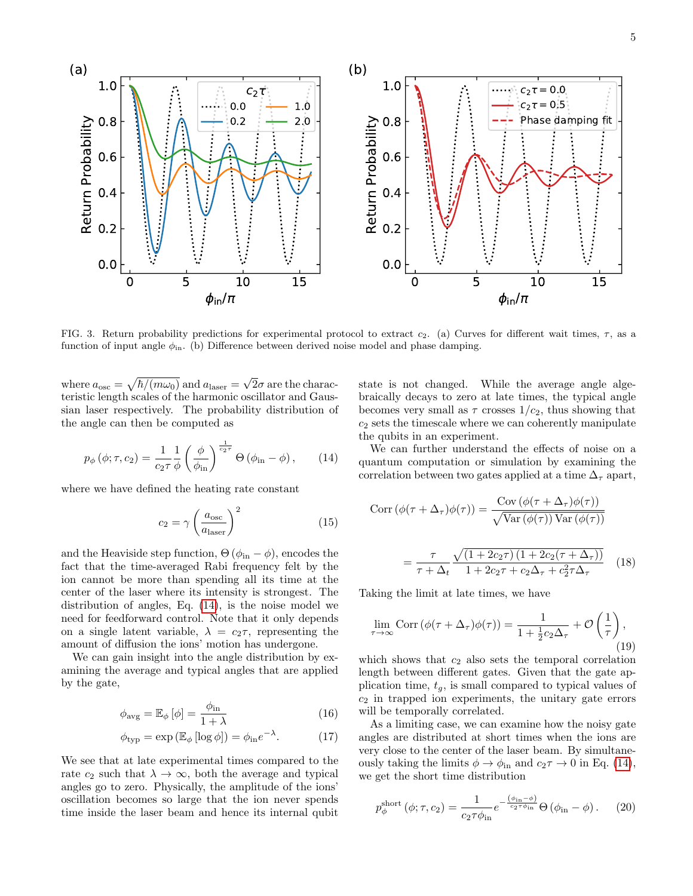FIG. 3. Return probability predictions for experimental protocol to extract $c_2$. (a) Curves for different wait times, $\tau$, as a function of input angle $\phi_{\text{in}}$. (b) Difference between derived noise model and phase damping.

where $a_{\text{osc}} = \sqrt{\hbar/(m\omega_0)}$ and $a_{\text{laser}} = \sqrt{2}\sigma$ are the characteristic length scales of the harmonic oscillator and Gaussian laser respectively. The probability distribution of the angle can then be computed as

$$p_\phi\left(\phi; \tau, c_2\right) = \frac{1}{c_2\tau}\frac{1}{\phi}\left(\frac{\phi}{\phi_{\text{in}}}\right)^{\frac{1}{c_2\tau}}\Theta\left(\phi_{\text{in}} - \phi\right), \tag{14}$$

where we have defined the heating rate constant

$$c_2 = \gamma\left(\frac{a_{\text{osc}}}{a_{\text{laser}}}\right)^2 \tag{15}$$

and the Heaviside step function, $\Theta\left(\phi_{\text{in}} - \phi\right)$, encodes the fact that the time-averaged Rabi frequency felt by the ion cannot be more than spending all its time at the center of the laser where its intensity is strongest. The distribution of angles, Eq. (14), is the noise model we need for feedforward control. Note that it only depends on a single latent variable, $\lambda = c_2\tau$, representing the amount of diffusion the ions' motion has undergone.

We can gain insight into the angle distribution by examining the average and typical angles that are applied by the gate,

$$\phi_{\text{avg}} = \mathbb{E}_\phi\left[\phi\right] = \frac{\phi_{\text{in}}}{1+\lambda} \tag{16}$$

$$\phi_{\text{typ}} = \exp\left(\mathbb{E}_\phi\left[\log\phi\right]\right) = \phi_{\text{in}}e^{-\lambda}. \tag{17}$$

We see that at late experimental times compared to the rate $c_2$ such that $\lambda \to \infty$, both the average and typical angles go to zero. Physically, the amplitude of the ions' oscillation becomes so large that the ion never spends time inside the laser beam and hence its internal qubit state is not changed. While the average angle algebraically decays to zero at late times, the typical angle becomes very small as $\tau$ crosses $1/c_2$, thus showing that $c_2$ sets the timescale where we can coherently manipulate the qubits in an experiment.

We can further understand the effects of noise on a quantum computation or simulation by examining the correlation between two gates applied at a time $\Delta_\tau$ apart,

$$\text{Corr}\left(\phi(\tau+\Delta_\tau)\phi(\tau)\right) = \frac{\text{Cov}\left(\phi(\tau+\Delta_\tau)\phi(\tau)\right)}{\sqrt{\text{Var}\left(\phi(\tau)\right)\text{Var}\left(\phi(\tau)\right)}}$$

$$= \frac{\tau}{\tau+\Delta_t}\frac{\sqrt{\left(1+2c_2\tau\right)\left(1+2c_2(\tau+\Delta_\tau)\right)}}{1+2c_2\tau+c_2\Delta_\tau+c_2^2\tau\Delta_\tau} \tag{18}$$

Taking the limit at late times, we have

$$\lim_{\tau\to\infty}\text{Corr}\left(\phi(\tau+\Delta_\tau)\phi(\tau)\right) = \frac{1}{1+\frac{1}{2}c_2\Delta_\tau} + \mathcal{O}\left(\frac{1}{\tau}\right), \tag{19}$$

which shows that $c_2$ also sets the temporal correlation length between different gates. Given that the gate application time, $t_g$, is small compared to typical values of $c_2$ in trapped ion experiments, the unitary gate errors will be temporally correlated.

As a limiting case, we can examine how the noisy gate angles are distributed at short times when the ions are very close to the center of the laser beam. By simultaneously taking the limits $\phi \to \phi_{\text{in}}$ and $c_2\tau \to 0$ in Eq. (14), we get the short time distribution

$$p_\phi^{\text{short}}\left(\phi; \tau, c_2\right) = \frac{1}{c_2\tau\phi_{\text{in}}}e^{-\frac{\left(\phi_{\text{in}}-\phi\right)}{c_2\tau\phi_{\text{in}}}}\Theta\left(\phi_{\text{in}} - \phi\right). \tag{20}$$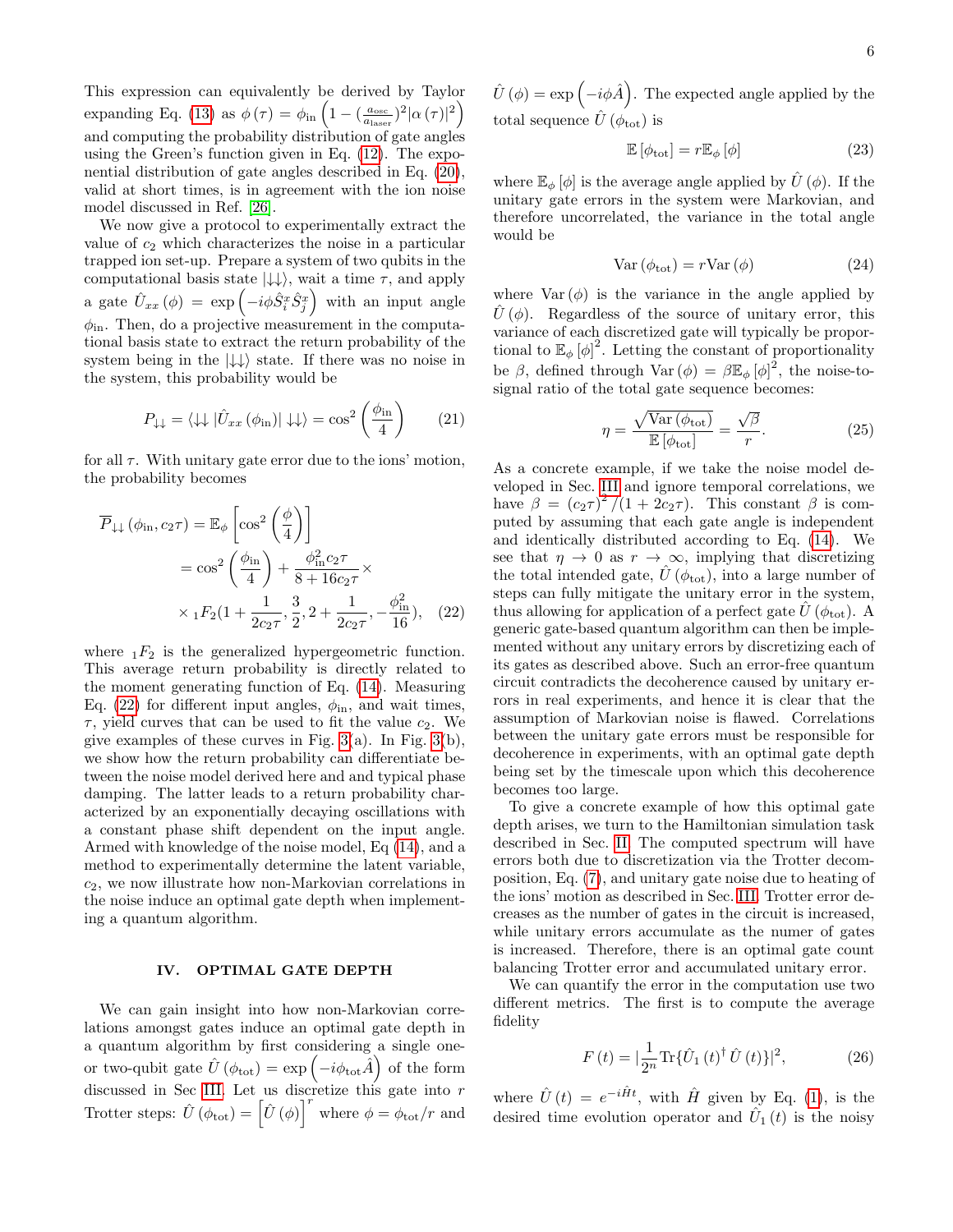This expression can equivalently be derived by Taylor expanding Eq. (13) as $\phi(\tau) = \phi_{\rm in}\left(1 - (\frac{a_{\rm osc}}{a_{\rm laser}})^2|\alpha(\tau)|^2\right)$ and computing the probability distribution of gate angles using the Green's function given in Eq. (12). The exponential distribution of gate angles described in Eq. (20), valid at short times, is in agreement with the ion noise model discussed in Ref. [26].

We now give a protocol to experimentally extract the value of $c_2$ which characterizes the noise in a particular trapped ion set-up. Prepare a system of two qubits in the computational basis state $|\downarrow\downarrow\rangle$, wait a time $\tau$, and apply a gate $\hat{U}_{xx}(\phi) = \exp\left(-i\phi \hat{S}_i^x \hat{S}_j^x\right)$ with an input angle $\phi_{\rm in}$. Then, do a projective measurement in the computational basis state to extract the return probability of the system being in the $|\downarrow\downarrow\rangle$ state. If there was no noise in the system, this probability would be

$$P_{\downarrow\downarrow} = \langle\downarrow\downarrow|\hat{U}_{xx}(\phi_{\rm in})|\downarrow\downarrow\rangle = \cos^2\left(\frac{\phi_{\rm in}}{4}\right) \tag{21}$$

for all $\tau$. With unitary gate error due to the ions' motion, the probability becomes

$$\begin{aligned}\overline{P}_{\downarrow\downarrow}(\phi_{\rm in}, c_2\tau) &= \mathbb{E}_\phi\left[\cos^2\left(\frac{\phi}{4}\right)\right] \\ &= \cos^2\left(\frac{\phi_{\rm in}}{4}\right) + \frac{\phi_{\rm in}^2 c_2\tau}{8 + 16c_2\tau} \times \\ &\times {}_1F_2\left(1 + \frac{1}{2c_2\tau}, \frac{3}{2}, 2 + \frac{1}{2c_2\tau}, -\frac{\phi_{\rm in}^2}{16}\right), \end{aligned} \tag{22}$$

where ${}_1F_2$ is the generalized hypergeometric function. This average return probability is directly related to the moment generating function of Eq. (14). Measuring Eq. (22) for different input angles, $\phi_{\rm in}$, and wait times, $\tau$, yield curves that can be used to fit the value $c_2$. We give examples of these curves in Fig. 3(a). In Fig. 3(b), we show how the return probability can differentiate between the noise model derived here and and typical phase damping. The latter leads to a return probability characterized by an exponentially decaying oscillations with a constant phase shift dependent on the input angle. Armed with knowledge of the noise model, Eq (14), and a method to experimentally determine the latent variable, $c_2$, we now illustrate how non-Markovian correlations in the noise induce an optimal gate depth when implementing a quantum algorithm.

## IV. OPTIMAL GATE DEPTH

We can gain insight into how non-Markovian correlations amongst gates induce an optimal gate depth in a quantum algorithm by first considering a single one- or two-qubit gate $\hat{U}(\phi_{\rm tot}) = \exp\left(-i\phi_{\rm tot}\hat{A}\right)$ of the form discussed in Sec III. Let us discretize this gate into $r$ Trotter steps: $\hat{U}(\phi_{\rm tot}) = \left[\hat{U}(\phi)\right]^r$ where $\phi = \phi_{\rm tot}/r$ and $\hat{U}(\phi) = \exp\left(-i\phi\hat{A}\right)$. The expected angle applied by the total sequence $\hat{U}(\phi_{\rm tot})$ is

$$\mathbb{E}[\phi_{\rm tot}] = r\mathbb{E}_\phi[\phi] \tag{23}$$

where $\mathbb{E}_\phi[\phi]$ is the average angle applied by $\hat{U}(\phi)$. If the unitary gate errors in the system were Markovian, and therefore uncorrelated, the variance in the total angle would be

$$\mathrm{Var}(\phi_{\rm tot}) = r\mathrm{Var}(\phi) \tag{24}$$

where $\mathrm{Var}(\phi)$ is the variance in the angle applied by $\hat{U}(\phi)$. Regardless of the source of unitary error, this variance of each discretized gate will typically be proportional to $\mathbb{E}_\phi[\phi]^2$. Letting the constant of proportionality be $\beta$, defined through $\mathrm{Var}(\phi) = \beta\mathbb{E}_\phi[\phi]^2$, the noise-to-signal ratio of the total gate sequence becomes:

$$\eta = \frac{\sqrt{\mathrm{Var}(\phi_{\rm tot})}}{\mathbb{E}[\phi_{\rm tot}]} = \frac{\sqrt{\beta}}{r}. \tag{25}$$

As a concrete example, if we take the noise model developed in Sec. III and ignore temporal correlations, we have $\beta = (c_2\tau)^2/(1 + 2c_2\tau)$. This constant $\beta$ is computed by assuming that each gate angle is independent and identically distributed according to Eq. (14). We see that $\eta \to 0$ as $r \to \infty$, implying that discretizing the total intended gate, $\hat{U}(\phi_{\rm tot})$, into a large number of steps can fully mitigate the unitary error in the system, thus allowing for application of a perfect gate $\hat{U}(\phi_{\rm tot})$. A generic gate-based quantum algorithm can then be implemented without any unitary errors by discretizing each of its gates as described above. Such an error-free quantum circuit contradicts the decoherence caused by unitary errors in real experiments, and hence it is clear that the assumption of Markovian noise is flawed. Correlations between the unitary gate errors must be responsible for decoherence in experiments, with an optimal gate depth being set by the timescale upon which this decoherence becomes too large.

To give a concrete example of how this optimal gate depth arises, we turn to the Hamiltonian simulation task described in Sec. II. The computed spectrum will have errors both due to discretization via the Trotter decomposition, Eq. (7), and unitary gate noise due to heating of the ions' motion as described in Sec. III. Trotter error decreases as the number of gates in the circuit is increased, while unitary errors accumulate as the numer of gates is increased. Therefore, there is an optimal gate count balancing Trotter error and accumulated unitary error.

We can quantify the error in the computation use two different metrics. The first is to compute the average fidelity

$$F(t) = \left|\frac{1}{2^n}\mathrm{Tr}\{\hat{U}_1(t)^\dagger\hat{U}(t)\}\right|^2, \tag{26}$$

where $\hat{U}(t) = e^{-i\hat{H}t}$, with $\hat{H}$ given by Eq. (1), is the desired time evolution operator and $\hat{U}_1(t)$ is the noisy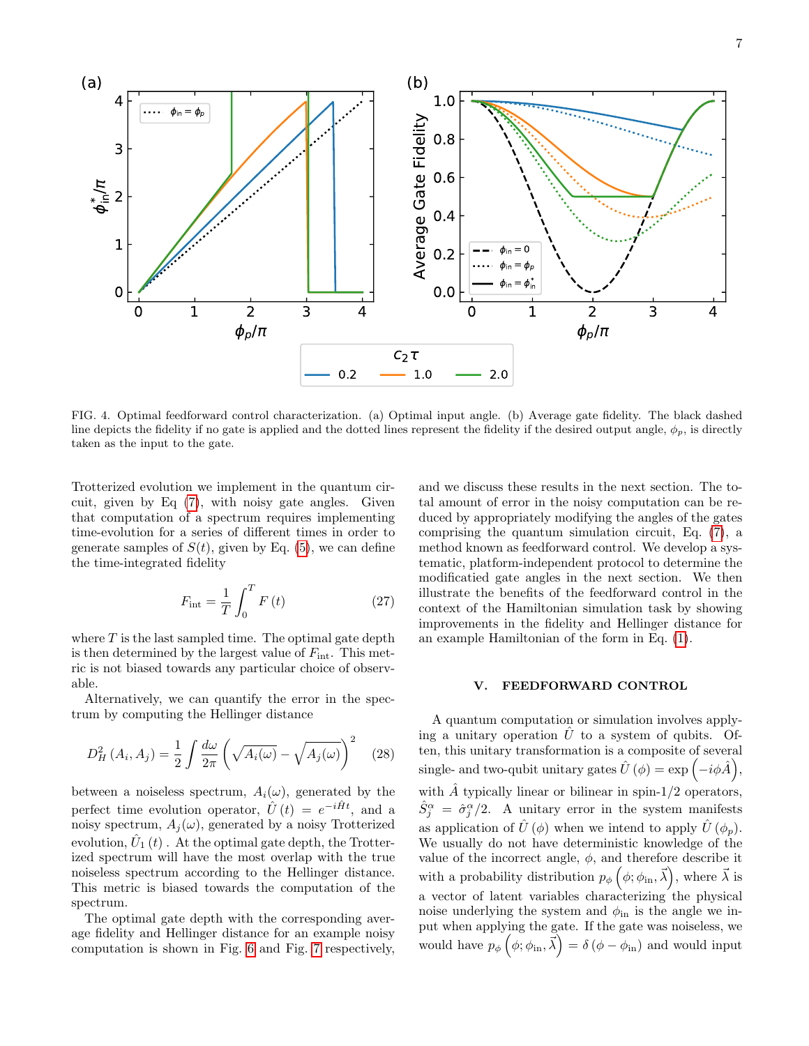FIG. 4. Optimal feedforward control characterization. (a) Optimal input angle. (b) Average gate fidelity. The black dashed line depicts the fidelity if no gate is applied and the dotted lines represent the fidelity if the desired output angle, $\phi_p$, is directly taken as the input to the gate.

Trotterized evolution we implement in the quantum circuit, given by Eq (7), with noisy gate angles. Given that computation of a spectrum requires implementing time-evolution for a series of different times in order to generate samples of $S(t)$, given by Eq. (5), we can define the time-integrated fidelity

$$F_{\text{int}} = \frac{1}{T}\int_0^T F(t) \tag{27}$$

where $T$ is the last sampled time. The optimal gate depth is then determined by the largest value of $F_{\text{int}}$. This metric is not biased towards any particular choice of observable.

Alternatively, we can quantify the error in the spectrum by computing the Hellinger distance

$$D_H^2(A_i, A_j) = \frac{1}{2}\int \frac{d\omega}{2\pi}\left(\sqrt{A_i(\omega)} - \sqrt{A_j(\omega)}\right)^2 \tag{28}$$

between a noiseless spectrum, $A_i(\omega)$, generated by the perfect time evolution operator, $\hat{U}(t) = e^{-i\hat{H}t}$, and a noisy spectrum, $A_j(\omega)$, generated by a noisy Trotterized evolution, $\hat{U}_1(t)$ . At the optimal gate depth, the Trotterized spectrum will have the most overlap with the true noiseless spectrum according to the Hellinger distance. This metric is biased towards the computation of the spectrum.

The optimal gate depth with the corresponding average fidelity and Hellinger distance for an example noisy computation is shown in Fig. 6 and Fig. 7 respectively, and we discuss these results in the next section. The total amount of error in the noisy computation can be reduced by appropriately modifying the angles of the gates comprising the quantum simulation circuit, Eq. (7), a method known as feedforward control. We develop a systematic, platform-independent protocol to determine the modificatied gate angles in the next section. We then illustrate the benefits of the feedforward control in the context of the Hamiltonian simulation task by showing improvements in the fidelity and Hellinger distance for an example Hamiltonian of the form in Eq. (1).

## V. FEEDFORWARD CONTROL

A quantum computation or simulation involves applying a unitary operation $\hat{U}$ to a system of qubits. Often, this unitary transformation is a composite of several single- and two-qubit unitary gates $\hat{U}(\phi) = \exp\left(-i\phi\hat{A}\right)$, with $\hat{A}$ typically linear or bilinear in spin-1/2 operators, $\hat{S}_j^\alpha = \hat{\sigma}_j^\alpha/2$. A unitary error in the system manifests as application of $\hat{U}(\phi)$ when we intend to apply $\hat{U}(\phi_p)$. We usually do not have deterministic knowledge of the value of the incorrect angle, $\phi$, and therefore describe it with a probability distribution $p_\phi\left(\phi;\phi_{\text{in}},\vec{\lambda}\right)$, where $\vec{\lambda}$ is a vector of latent variables characterizing the physical noise underlying the system and $\phi_{\text{in}}$ is the angle we input when applying the gate. If the gate was noiseless, we would have $p_\phi\left(\phi;\phi_{\text{in}},\vec{\lambda}\right) = \delta(\phi - \phi_{\text{in}})$ and would input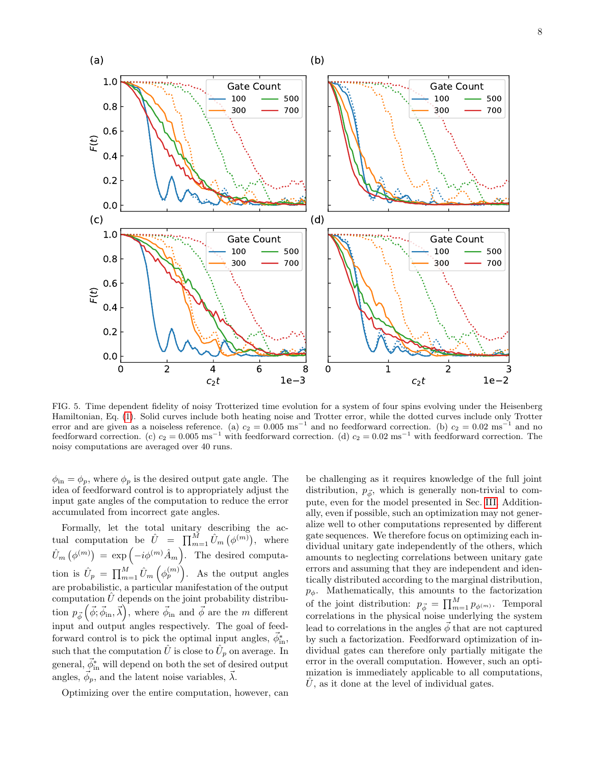FIG. 5. Time dependent fidelity of noisy Trotterized time evolution for a system of four spins evolving under the Heisenberg Hamiltonian, Eq. (1). Solid curves include both heating noise and Trotter error, while the dotted curves include only Trotter error and are given as a noiseless reference. (a) $c_2 = 0.005$ ms$^{-1}$ and no feedforward correction. (b) $c_2 = 0.02$ ms$^{-1}$ and no feedforward correction. (c) $c_2 = 0.005$ ms$^{-1}$ with feedforward correction. (d) $c_2 = 0.02$ ms$^{-1}$ with feedforward correction. The noisy computations are averaged over 40 runs.

$\phi_{\text{in}} = \phi_p$, where $\phi_p$ is the desired output gate angle. The idea of feedforward control is to appropriately adjust the input gate angles of the computation to reduce the error accumulated from incorrect gate angles.

Formally, let the total unitary describing the actual computation be $\hat{U} = \prod_{m=1}^{M} \hat{U}_m\left(\phi^{(m)}\right)$, where $\hat{U}_m\left(\phi^{(m)}\right) = \exp\left(-i\phi^{(m)}\hat{A}_m\right)$. The desired computation is $\hat{U}_p = \prod_{m=1}^{M} \hat{U}_m\left(\phi_p^{(m)}\right)$. As the output angles are probabilistic, a particular manifestation of the output computation $\hat{U}$ depends on the joint probability distribution $p_{\vec{\phi}}\left(\vec{\phi}; \vec{\phi}_{\text{in}}, \vec{\lambda}\right)$, where $\vec{\phi}_{\text{in}}$ and $\vec{\phi}$ are the $m$ different input and output angles respectively. The goal of feedforward control is to pick the optimal input angles, $\vec{\phi}_{\text{in}}^{*}$, such that the computation $\hat{U}$ is close to $\hat{U}_p$ on average. In general, $\vec{\phi}_{\text{in}}^{*}$ will depend on both the set of desired output angles, $\vec{\phi}_p$, and the latent noise variables, $\vec{\lambda}$.

Optimizing over the entire computation, however, can be challenging as it requires knowledge of the full joint distribution, $p_{\vec{\phi}}$, which is generally non-trivial to compute, even for the model presented in Sec. III. Additionally, even if possible, such an optimization may not generalize well to other computations represented by different gate sequences. We therefore focus on optimizing each individual unitary gate independently of the others, which amounts to neglecting correlations between unitary gate errors and assuming that they are independent and identically distributed according to the marginal distribution, $p_{\phi}$. Mathematically, this amounts to the factorization of the joint distribution: $p_{\vec{\phi}} = \prod_{m=1}^{M} p_{\phi^{(m)}}$. Temporal correlations in the physical noise underlying the system lead to correlations in the angles $\vec{\phi}$ that are not captured by such a factorization. Feedforward optimization of individual gates can therefore only partially mitigate the error in the overall computation. However, such an optimization is immediately applicable to all computations, $\hat{U}$, as it done at the level of individual gates.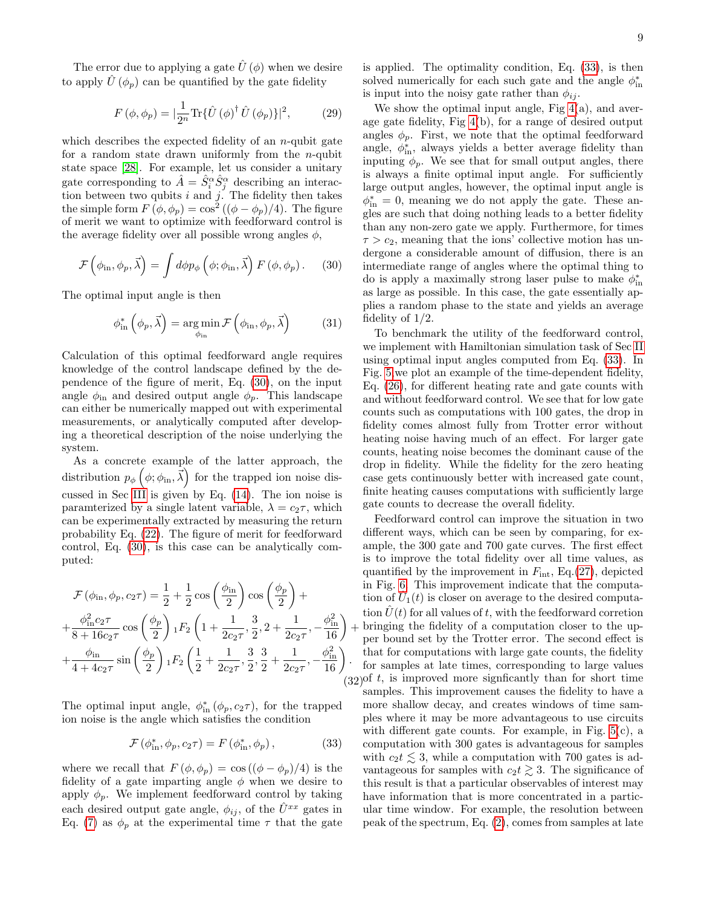The error due to applying a gate $\hat{U}(\phi)$ when we desire to apply $\hat{U}(\phi_p)$ can be quantified by the gate fidelity

$$F(\phi, \phi_p) = |\frac{1}{2^n}\mathrm{Tr}\{\hat{U}(\phi)^\dagger \hat{U}(\phi_p)\}|^2, \tag{29}$$

which describes the expected fidelity of an $n$-qubit gate for a random state drawn uniformly from the $n$-qubit state space [28]. For example, let us consider a unitary gate corresponding to $\hat{A} = \hat{S}_i^\alpha \hat{S}_j^\alpha$ describing an interaction between two qubits $i$ and $j$. The fidelity then takes the simple form $F(\phi, \phi_p) = \cos^2((\phi - \phi_p)/4)$. The figure of merit we want to optimize with feedforward control is the average fidelity over all possible wrong angles $\phi$,

$$\mathcal{F}\left(\phi_{\rm in}, \phi_p, \vec{\lambda}\right) = \int d\phi p_\phi\left(\phi; \phi_{\rm in}, \vec{\lambda}\right) F(\phi, \phi_p). \tag{30}$$

The optimal input angle is then

$$\phi_{\rm in}^*\left(\phi_p, \vec{\lambda}\right) = \underset{\phi_{\rm in}}{\arg\min}\, \mathcal{F}\left(\phi_{\rm in}, \phi_p, \vec{\lambda}\right) \tag{31}$$

Calculation of this optimal feedforward angle requires knowledge of the control landscape defined by the dependence of the figure of merit, Eq. (30), on the input angle $\phi_{\rm in}$ and desired output angle $\phi_p$. This landscape can either be numerically mapped out with experimental measurements, or analytically computed after developing a theoretical description of the noise underlying the system.

As a concrete example of the latter approach, the distribution $p_\phi\left(\phi; \phi_{\rm in}, \vec{\lambda}\right)$ for the trapped ion noise discussed in Sec III is given by Eq. (14). The ion noise is paramterized by a single latent variable, $\lambda = c_2\tau$, which can be experimentally extracted by measuring the return probability Eq. (22). The figure of merit for feedforward control, Eq. (30), is this case can be analytically computed:

$$\begin{aligned}\mathcal{F}(\phi_{\rm in}, \phi_p, c_2\tau) &= \frac{1}{2} + \frac{1}{2}\cos\left(\frac{\phi_{\rm in}}{2}\right)\cos\left(\frac{\phi_p}{2}\right) + \\ &+ \frac{\phi_{\rm in}^2 c_2\tau}{8 + 16c_2\tau}\cos\left(\frac{\phi_p}{2}\right) {}_1F_2\left(1 + \frac{1}{2c_2\tau}, \frac{3}{2}, 2 + \frac{1}{2c_2\tau}, -\frac{\phi_{\rm in}^2}{16}\right) + \\ &+ \frac{\phi_{\rm in}}{4 + 4c_2\tau}\sin\left(\frac{\phi_p}{2}\right) {}_1F_2\left(\frac{1}{2} + \frac{1}{2c_2\tau}, \frac{3}{2}, \frac{3}{2} + \frac{1}{2c_2\tau}, -\frac{\phi_{\rm in}^2}{16}\right).\end{aligned} \tag{32}$$

The optimal input angle, $\phi_{\rm in}^*(\phi_p, c_2\tau)$, for the trapped ion noise is the angle which satisfies the condition

$$\mathcal{F}(\phi_{\rm in}^*, \phi_p, c_2\tau) = F(\phi_{\rm in}^*, \phi_p), \tag{33}$$

where we recall that $F(\phi, \phi_p) = \cos((\phi - \phi_p)/4)$ is the fidelity of a gate imparting angle $\phi$ when we desire to apply $\phi_p$. We implement feedforward control by taking each desired output gate angle, $\phi_{ij}$, of the $\hat{U}^{xx}$ gates in Eq. (7) as $\phi_p$ at the experimental time $\tau$ that the gate is applied. The optimality condition, Eq. (33), is then solved numerically for each such gate and the angle $\phi_{\rm in}^*$ is input into the noisy gate rather than $\phi_{ij}$.

We show the optimal input angle, Fig 4(a), and average gate fidelity, Fig 4(b), for a range of desired output angles $\phi_p$. First, we note that the optimal feedforward angle, $\phi_{\rm in}^*$, always yields a better average fidelity than inputing $\phi_p$. We see that for small output angles, there is always a finite optimal input angle. For sufficiently large output angles, however, the optimal input angle is $\phi_{\rm in}^* = 0$, meaning we do not apply the gate. These angles are such that doing nothing leads to a better fidelity than any non-zero gate we apply. Furthermore, for times $\tau > c_2$, meaning that the ions' collective motion has undergone a considerable amount of diffusion, there is an intermediate range of angles where the optimal thing to do is apply a maximally strong laser pulse to make $\phi_{\rm in}^*$ as large as possible. In this case, the gate essentially applies a random phase to the state and yields an average fidelity of 1/2.

To benchmark the utility of the feedforward control, we implement with Hamiltonian simulation task of Sec II using optimal input angles computed from Eq. (33). In Fig. 5 we plot an example of the time-dependent fidelity, Eq. (26), for different heating rate and gate counts with and without feedforward control. We see that for low gate counts such as computations with 100 gates, the drop in fidelity comes almost fully from Trotter error without heating noise having much of an effect. For larger gate counts, heating noise becomes the dominant cause of the drop in fidelity. While the fidelity for the zero heating case gets continuously better with increased gate count, finite heating causes computations with sufficiently large gate counts to decrease the overall fidelity.

Feedforward control can improve the situation in two different ways, which can be seen by comparing, for example, the 300 gate and 700 gate curves. The first effect is to improve the total fidelity over all time values, as quantified by the improvement in $F_{\rm int}$, Eq.(27), depicted in Fig. 6. This improvement indicate that the computation of $U_1(t)$ is closer on average to the desired computation $\hat{U}(t)$ for all values of $t$, with the feedforward corretion bringing the fidelity of a computation closer to the upper bound set by the Trotter error. The second effect is that for computations with large gate counts, the fidelity for samples at late times, corresponding to large values of $t$, is improved more signficantly than for short time samples. This improvement causes the fidelity to have a more shallow decay, and creates windows of time samples where it may be more advantageous to use circuits with different gate counts. For example, in Fig. 5(c), a computation with 300 gates is advantageous for samples with $c_2 t \lesssim 3$, while a computation with 700 gates is advantageous for samples with $c_2 t \gtrsim 3$. The significance of this result is that a particular observables of interest may have information that is more concentrated in a particular time window. For example, the resolution between peak of the spectrum, Eq. (2), comes from samples at late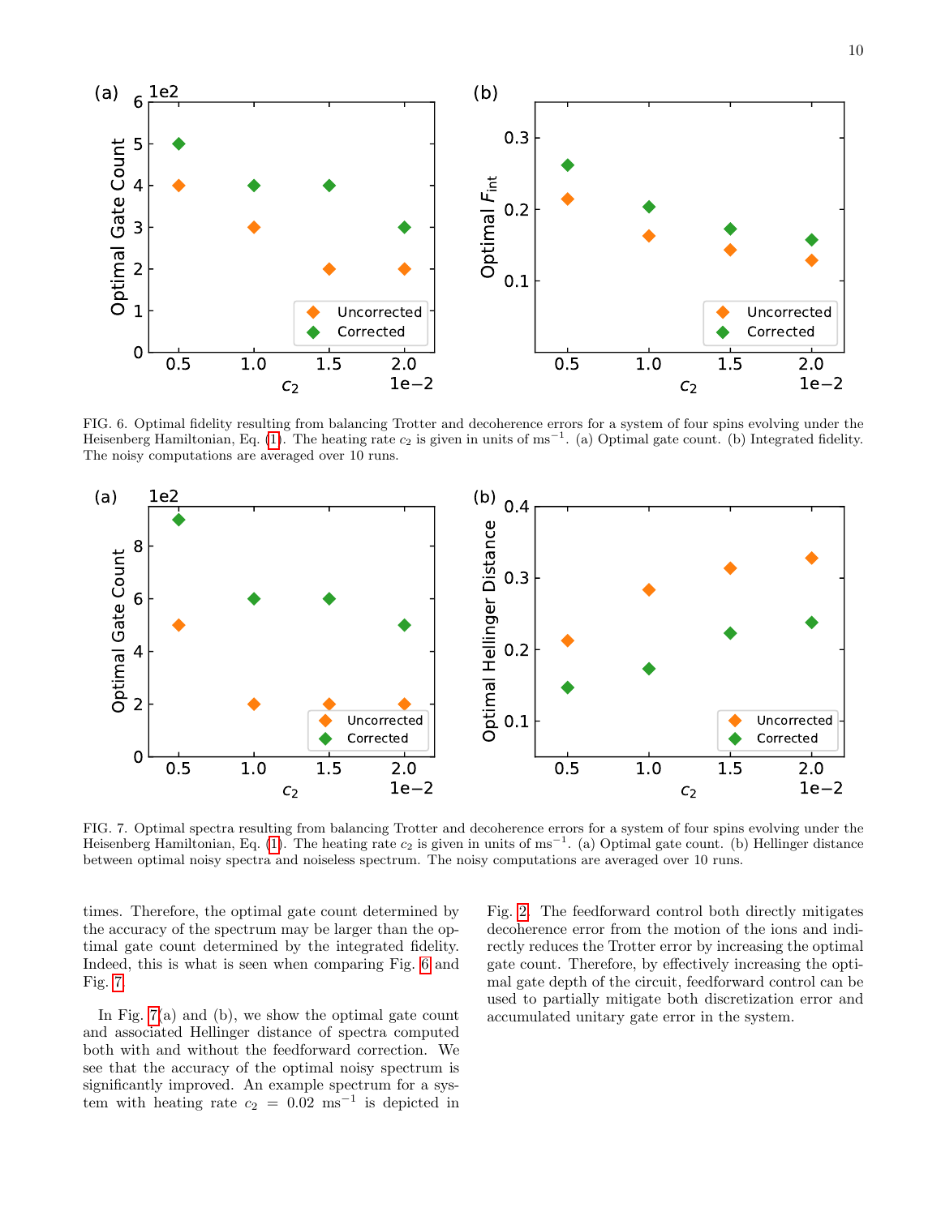FIG. 6. Optimal fidelity resulting from balancing Trotter and decoherence errors for a system of four spins evolving under the Heisenberg Hamiltonian, Eq. (1). The heating rate $c_2$ is given in units of $\mathrm{ms}^{-1}$. (a) Optimal gate count. (b) Integrated fidelity. The noisy computations are averaged over 10 runs.

FIG. 7. Optimal spectra resulting from balancing Trotter and decoherence errors for a system of four spins evolving under the Heisenberg Hamiltonian, Eq. (1). The heating rate $c_2$ is given in units of $\mathrm{ms}^{-1}$. (a) Optimal gate count. (b) Hellinger distance between optimal noisy spectra and noiseless spectrum. The noisy computations are averaged over 10 runs.

times. Therefore, the optimal gate count determined by the accuracy of the spectrum may be larger than the optimal gate count determined by the integrated fidelity. Indeed, this is what is seen when comparing Fig. 6 and Fig. 7.

In Fig. 7(a) and (b), we show the optimal gate count and associated Hellinger distance of spectra computed both with and without the feedforward correction. We see that the accuracy of the optimal noisy spectrum is significantly improved. An example spectrum for a system with heating rate $c_2 = 0.02\ \mathrm{ms}^{-1}$ is depicted in Fig. 2. The feedforward control both directly mitigates decoherence error from the motion of the ions and indirectly reduces the Trotter error by increasing the optimal gate count. Therefore, by effectively increasing the optimal gate depth of the circuit, feedforward control can be used to partially mitigate both discretization error and accumulated unitary gate error in the system.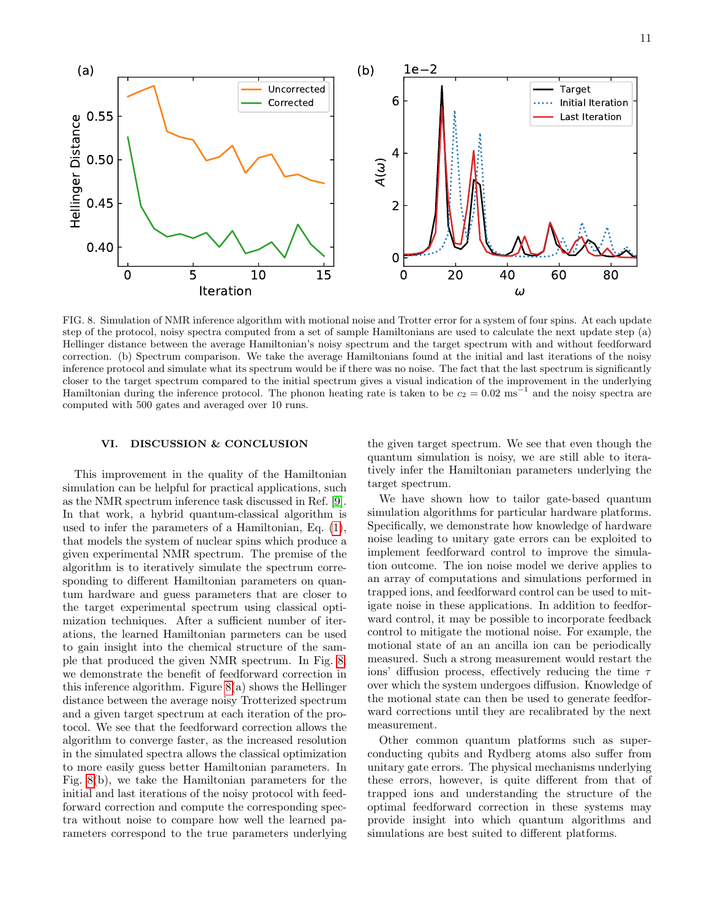FIG. 8. Simulation of NMR inference algorithm with motional noise and Trotter error for a system of four spins. At each update step of the protocol, noisy spectra computed from a set of sample Hamiltonians are used to calculate the next update step (a) Hellinger distance between the average Hamiltonian's noisy spectrum and the target spectrum with and without feedforward correction. (b) Spectrum comparison. We take the average Hamiltonians found at the initial and last iterations of the noisy inference protocol and simulate what its spectrum would be if there was no noise. The fact that the last spectrum is significantly closer to the target spectrum compared to the initial spectrum gives a visual indication of the improvement in the underlying Hamiltonian during the inference protocol. The phonon heating rate is taken to be $c_2 = 0.02\ \mathrm{ms}^{-1}$ and the noisy spectra are computed with 500 gates and averaged over 10 runs.

## VI. DISCUSSION & CONCLUSION

This improvement in the quality of the Hamiltonian simulation can be helpful for practical applications, such as the NMR spectrum inference task discussed in Ref. [9]. In that work, a hybrid quantum-classical algorithm is used to infer the parameters of a Hamiltonian, Eq. (1), that models the system of nuclear spins which produce a given experimental NMR spectrum. The premise of the algorithm is to iteratively simulate the spectrum corresponding to different Hamiltonian parameters on quantum hardware and guess parameters that are closer to the target experimental spectrum using classical optimization techniques. After a sufficient number of iterations, the learned Hamiltonian parmeters can be used to gain insight into the chemical structure of the sample that produced the given NMR spectrum. In Fig. 8, we demonstrate the benefit of feedforward correction in this inference algorithm. Figure 8(a) shows the Hellinger distance between the average noisy Trotterized spectrum and a given target spectrum at each iteration of the protocol. We see that the feedforward correction allows the algorithm to converge faster, as the increased resolution in the simulated spectra allows the classical optimization to more easily guess better Hamiltonian parameters. In Fig. 8(b), we take the Hamiltonian parameters for the initial and last iterations of the noisy protocol with feedforward correction and compute the corresponding spectra without noise to compare how well the learned parameters correspond to the true parameters underlying the given target spectrum. We see that even though the quantum simulation is noisy, we are still able to iteratively infer the Hamiltonian parameters underlying the target spectrum.

We have shown how to tailor gate-based quantum simulation algorithms for particular hardware platforms. Specifically, we demonstrate how knowledge of hardware noise leading to unitary gate errors can be exploited to implement feedforward control to improve the simulation outcome. The ion noise model we derive applies to an array of computations and simulations performed in trapped ions, and feedforward control can be used to mitigate noise in these applications. In addition to feedforward control, it may be possible to incorporate feedback control to mitigate the motional noise. For example, the motional state of an an ancilla ion can be periodically measured. Such a strong measurement would restart the ions' diffusion process, effectively reducing the time $\tau$ over which the system undergoes diffusion. Knowledge of the motional state can then be used to generate feedforward corrections until they are recalibrated by the next measurement.

Other common quantum platforms such as superconducting qubits and Rydberg atoms also suffer from unitary gate errors. The physical mechanisms underlying these errors, however, is quite different from that of trapped ions and understanding the structure of the optimal feedforward correction in these systems may provide insight into which quantum algorithms and simulations are best suited to different platforms.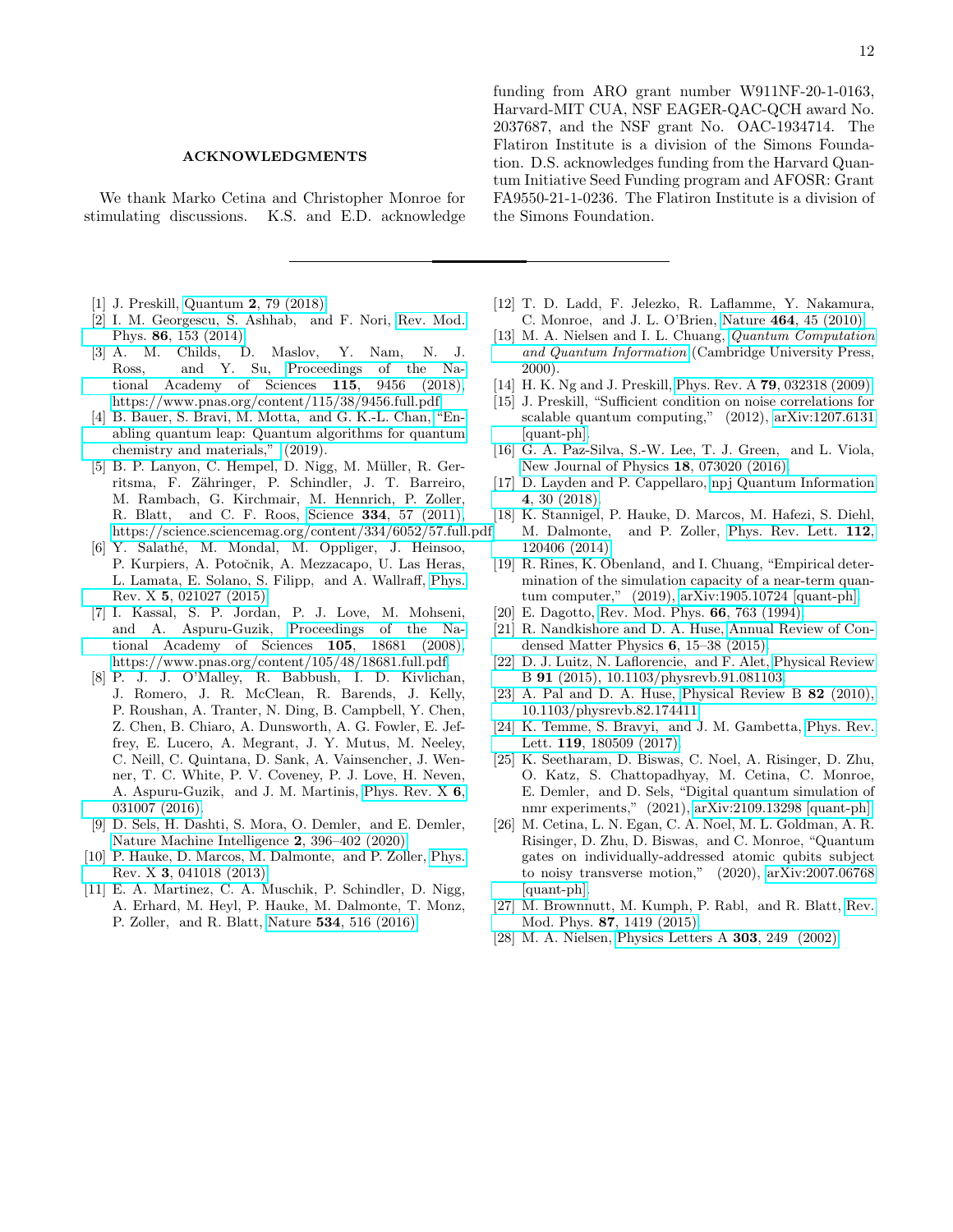## ACKNOWLEDGMENTS

We thank Marko Cetina and Christopher Monroe for stimulating discussions. K.S. and E.D. acknowledge funding from ARO grant number W911NF-20-1-0163, Harvard-MIT CUA, NSF EAGER-QAC-QCH award No. 2037687, and the NSF grant No. OAC-1934714. The Flatiron Institute is a division of the Simons Foundation. D.S. acknowledges funding from the Harvard Quantum Initiative Seed Funding program and AFOSR: Grant FA9550-21-1-0236. The Flatiron Institute is a division of the Simons Foundation.

---

[1] J. Preskill, Quantum **2**, 79 (2018).

[2] I. M. Georgescu, S. Ashhab, and F. Nori, Rev. Mod. Phys. **86**, 153 (2014).

[3] A. M. Childs, D. Maslov, Y. Nam, N. J. Ross, and Y. Su, Proceedings of the National Academy of Sciences **115**, 9456 (2018), https://www.pnas.org/content/115/38/9456.full.pdf.

[4] B. Bauer, S. Bravi, M. Motta, and G. K.-L. Chan, "Enabling quantum leap: Quantum algorithms for quantum chemistry and materials," (2019).

[5] B. P. Lanyon, C. Hempel, D. Nigg, M. Müller, R. Gerritsma, F. Zähringer, P. Schindler, J. T. Barreiro, M. Rambach, G. Kirchmair, M. Hennrich, P. Zoller, R. Blatt, and C. F. Roos, Science **334**, 57 (2011), https://science.sciencemag.org/content/334/6052/57.full.pdf.

[6] Y. Salathé, M. Mondal, M. Oppliger, J. Heinsoo, P. Kurpiers, A. Potočnik, A. Mezzacapo, U. Las Heras, L. Lamata, E. Solano, S. Filipp, and A. Wallraff, Phys. Rev. X **5**, 021027 (2015).

[7] I. Kassal, S. P. Jordan, P. J. Love, M. Mohseni, and A. Aspuru-Guzik, Proceedings of the National Academy of Sciences **105**, 18681 (2008), https://www.pnas.org/content/105/48/18681.full.pdf.

[8] P. J. J. O'Malley, R. Babbush, I. D. Kivlichan, J. Romero, J. R. McClean, R. Barends, J. Kelly, P. Roushan, A. Tranter, N. Ding, B. Campbell, Y. Chen, Z. Chen, B. Chiaro, A. Dunsworth, A. G. Fowler, E. Jeffrey, E. Lucero, A. Megrant, J. Y. Mutus, M. Neeley, C. Neill, C. Quintana, D. Sank, A. Vainsencher, J. Wenner, T. C. White, P. V. Coveney, P. J. Love, H. Neven, A. Aspuru-Guzik, and J. M. Martinis, Phys. Rev. X **6**, 031007 (2016).

[9] D. Sels, H. Dashti, S. Mora, O. Demler, and E. Demler, Nature Machine Intelligence **2**, 396–402 (2020).

[10] P. Hauke, D. Marcos, M. Dalmonte, and P. Zoller, Phys. Rev. X **3**, 041018 (2013).

[11] E. A. Martinez, C. A. Muschik, P. Schindler, D. Nigg, A. Erhard, M. Heyl, P. Hauke, M. Dalmonte, T. Monz, P. Zoller, and R. Blatt, Nature **534**, 516 (2016).

[12] T. D. Ladd, F. Jelezko, R. Laflamme, Y. Nakamura, C. Monroe, and J. L. O'Brien, Nature **464**, 45 (2010).

[13] M. A. Nielsen and I. L. Chuang, *Quantum Computation and Quantum Information* (Cambridge University Press, 2000).

[14] H. K. Ng and J. Preskill, Phys. Rev. A **79**, 032318 (2009).

[15] J. Preskill, "Sufficient condition on noise correlations for scalable quantum computing," (2012), arXiv:1207.6131 [quant-ph].

[16] G. A. Paz-Silva, S.-W. Lee, T. J. Green, and L. Viola, New Journal of Physics **18**, 073020 (2016).

[17] D. Layden and P. Cappellaro, npj Quantum Information **4**, 30 (2018).

[18] K. Stannigel, P. Hauke, D. Marcos, M. Hafezi, S. Diehl, M. Dalmonte, and P. Zoller, Phys. Rev. Lett. **112**, 120406 (2014).

[19] R. Rines, K. Obenland, and I. Chuang, "Empirical determination of the simulation capacity of a near-term quantum computer," (2019), arXiv:1905.10724 [quant-ph].

[20] E. Dagotto, Rev. Mod. Phys. **66**, 763 (1994).

[21] R. Nandkishore and D. A. Huse, Annual Review of Condensed Matter Physics **6**, 15–38 (2015).

[22] D. J. Luitz, N. Laflorencie, and F. Alet, Physical Review B **91** (2015), 10.1103/physrevb.91.081103.

[23] A. Pal and D. A. Huse, Physical Review B **82** (2010), 10.1103/physrevb.82.174411.

[24] K. Temme, S. Bravyi, and J. M. Gambetta, Phys. Rev. Lett. **119**, 180509 (2017).

[25] K. Seetharam, D. Biswas, C. Noel, A. Risinger, D. Zhu, O. Katz, S. Chattopadhyay, M. Cetina, C. Monroe, E. Demler, and D. Sels, "Digital quantum simulation of nmr experiments," (2021), arXiv:2109.13298 [quant-ph].

[26] M. Cetina, L. N. Egan, C. A. Noel, M. L. Goldman, A. R. Risinger, D. Zhu, D. Biswas, and C. Monroe, "Quantum gates on individually-addressed atomic qubits subject to noisy transverse motion," (2020), arXiv:2007.06768 [quant-ph].

[27] M. Brownnutt, M. Kumph, P. Rabl, and R. Blatt, Rev. Mod. Phys. **87**, 1419 (2015).

[28] M. A. Nielsen, Physics Letters A **303**, 249 (2002).